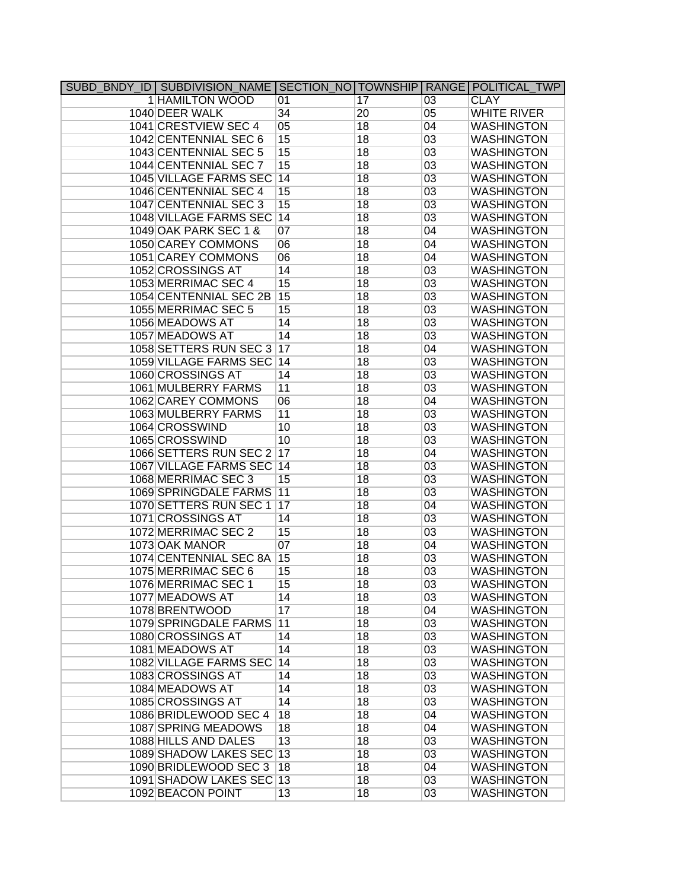| SUBD_BNDY_ID | SUBDIVISION_NAME | SECTION_NO | TOWNSHIP | RANGE | POLITICAL_TWP |
|---|---|---|---|---|---|
| 1 | HAMILTON WOOD | 01 | 17 | 03 | CLAY |
| 1040 | DEER WALK | 34 | 20 | 05 | WHITE RIVER |
| 1041 | CRESTVIEW SEC 4 | 05 | 18 | 04 | WASHINGTON |
| 1042 | CENTENNIAL SEC 6 | 15 | 18 | 03 | WASHINGTON |
| 1043 | CENTENNIAL SEC 5 | 15 | 18 | 03 | WASHINGTON |
| 1044 | CENTENNIAL SEC 7 | 15 | 18 | 03 | WASHINGTON |
| 1045 | VILLAGE FARMS SEC | 14 | 18 | 03 | WASHINGTON |
| 1046 | CENTENNIAL SEC 4 | 15 | 18 | 03 | WASHINGTON |
| 1047 | CENTENNIAL SEC 3 | 15 | 18 | 03 | WASHINGTON |
| 1048 | VILLAGE FARMS SEC | 14 | 18 | 03 | WASHINGTON |
| 1049 | OAK PARK SEC 1 & | 07 | 18 | 04 | WASHINGTON |
| 1050 | CAREY COMMONS | 06 | 18 | 04 | WASHINGTON |
| 1051 | CAREY COMMONS | 06 | 18 | 04 | WASHINGTON |
| 1052 | CROSSINGS AT | 14 | 18 | 03 | WASHINGTON |
| 1053 | MERRIMAC SEC 4 | 15 | 18 | 03 | WASHINGTON |
| 1054 | CENTENNIAL SEC 2B | 15 | 18 | 03 | WASHINGTON |
| 1055 | MERRIMAC SEC 5 | 15 | 18 | 03 | WASHINGTON |
| 1056 | MEADOWS AT | 14 | 18 | 03 | WASHINGTON |
| 1057 | MEADOWS AT | 14 | 18 | 03 | WASHINGTON |
| 1058 | SETTERS RUN SEC 3 | 17 | 18 | 04 | WASHINGTON |
| 1059 | VILLAGE FARMS SEC | 14 | 18 | 03 | WASHINGTON |
| 1060 | CROSSINGS AT | 14 | 18 | 03 | WASHINGTON |
| 1061 | MULBERRY FARMS | 11 | 18 | 03 | WASHINGTON |
| 1062 | CAREY COMMONS | 06 | 18 | 04 | WASHINGTON |
| 1063 | MULBERRY FARMS | 11 | 18 | 03 | WASHINGTON |
| 1064 | CROSSWIND | 10 | 18 | 03 | WASHINGTON |
| 1065 | CROSSWIND | 10 | 18 | 03 | WASHINGTON |
| 1066 | SETTERS RUN SEC 2 | 17 | 18 | 04 | WASHINGTON |
| 1067 | VILLAGE FARMS SEC | 14 | 18 | 03 | WASHINGTON |
| 1068 | MERRIMAC SEC 3 | 15 | 18 | 03 | WASHINGTON |
| 1069 | SPRINGDALE FARMS | 11 | 18 | 03 | WASHINGTON |
| 1070 | SETTERS RUN SEC 1 | 17 | 18 | 04 | WASHINGTON |
| 1071 | CROSSINGS AT | 14 | 18 | 03 | WASHINGTON |
| 1072 | MERRIMAC SEC 2 | 15 | 18 | 03 | WASHINGTON |
| 1073 | OAK MANOR | 07 | 18 | 04 | WASHINGTON |
| 1074 | CENTENNIAL SEC 8A | 15 | 18 | 03 | WASHINGTON |
| 1075 | MERRIMAC SEC 6 | 15 | 18 | 03 | WASHINGTON |
| 1076 | MERRIMAC SEC 1 | 15 | 18 | 03 | WASHINGTON |
| 1077 | MEADOWS AT | 14 | 18 | 03 | WASHINGTON |
| 1078 | BRENTWOOD | 17 | 18 | 04 | WASHINGTON |
| 1079 | SPRINGDALE FARMS | 11 | 18 | 03 | WASHINGTON |
| 1080 | CROSSINGS AT | 14 | 18 | 03 | WASHINGTON |
| 1081 | MEADOWS AT | 14 | 18 | 03 | WASHINGTON |
| 1082 | VILLAGE FARMS SEC | 14 | 18 | 03 | WASHINGTON |
| 1083 | CROSSINGS AT | 14 | 18 | 03 | WASHINGTON |
| 1084 | MEADOWS AT | 14 | 18 | 03 | WASHINGTON |
| 1085 | CROSSINGS AT | 14 | 18 | 03 | WASHINGTON |
| 1086 | BRIDLEWOOD SEC 4 | 18 | 18 | 04 | WASHINGTON |
| 1087 | SPRING MEADOWS | 18 | 18 | 04 | WASHINGTON |
| 1088 | HILLS AND DALES | 13 | 18 | 03 | WASHINGTON |
| 1089 | SHADOW LAKES SEC | 13 | 18 | 03 | WASHINGTON |
| 1090 | BRIDLEWOOD SEC 3 | 18 | 18 | 04 | WASHINGTON |
| 1091 | SHADOW LAKES SEC | 13 | 18 | 03 | WASHINGTON |
| 1092 | BEACON POINT | 13 | 18 | 03 | WASHINGTON |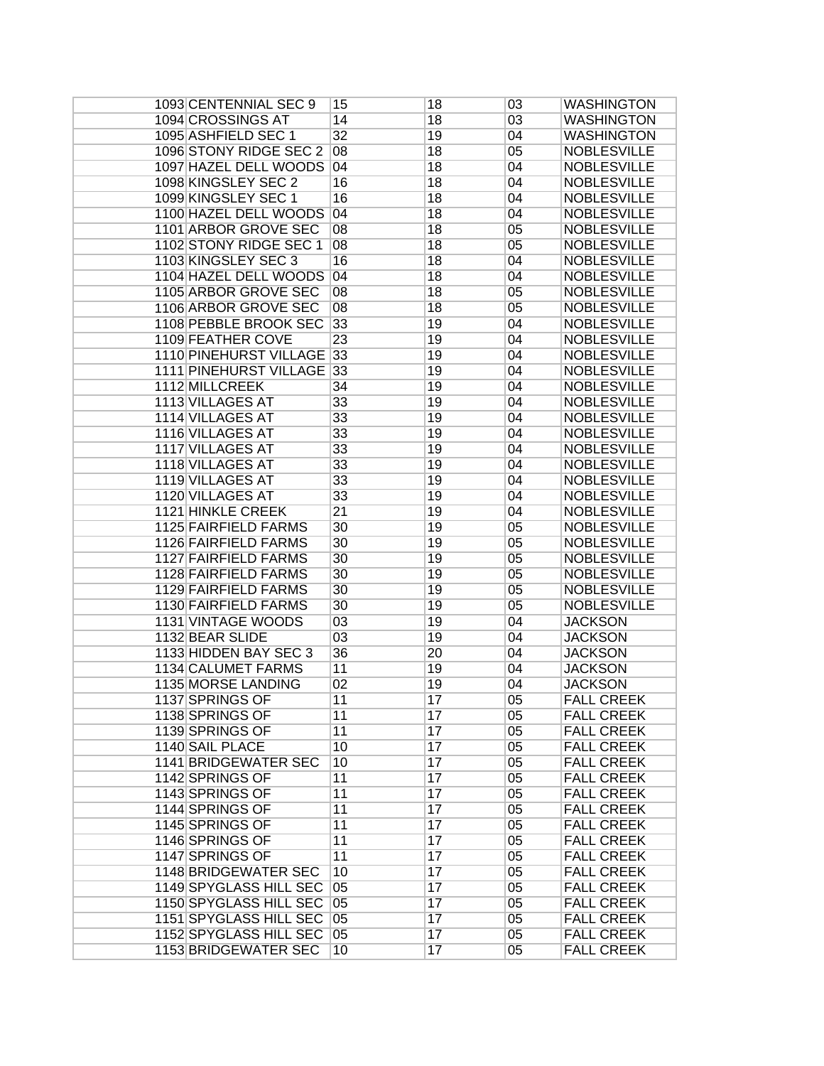| | | | | | |
|---|---|---|---|---|---|
| 1093 | CENTENNIAL SEC 9 | 15 | 18 | 03 | WASHINGTON |
| 1094 | CROSSINGS AT | 14 | 18 | 03 | WASHINGTON |
| 1095 | ASHFIELD SEC 1 | 32 | 19 | 04 | WASHINGTON |
| 1096 | STONY RIDGE SEC 2 | 08 | 18 | 05 | NOBLESVILLE |
| 1097 | HAZEL DELL WOODS | 04 | 18 | 04 | NOBLESVILLE |
| 1098 | KINGSLEY SEC 2 | 16 | 18 | 04 | NOBLESVILLE |
| 1099 | KINGSLEY SEC 1 | 16 | 18 | 04 | NOBLESVILLE |
| 1100 | HAZEL DELL WOODS | 04 | 18 | 04 | NOBLESVILLE |
| 1101 | ARBOR GROVE SEC | 08 | 18 | 05 | NOBLESVILLE |
| 1102 | STONY RIDGE SEC 1 | 08 | 18 | 05 | NOBLESVILLE |
| 1103 | KINGSLEY SEC 3 | 16 | 18 | 04 | NOBLESVILLE |
| 1104 | HAZEL DELL WOODS | 04 | 18 | 04 | NOBLESVILLE |
| 1105 | ARBOR GROVE SEC | 08 | 18 | 05 | NOBLESVILLE |
| 1106 | ARBOR GROVE SEC | 08 | 18 | 05 | NOBLESVILLE |
| 1108 | PEBBLE BROOK SEC | 33 | 19 | 04 | NOBLESVILLE |
| 1109 | FEATHER COVE | 23 | 19 | 04 | NOBLESVILLE |
| 1110 | PINEHURST VILLAGE | 33 | 19 | 04 | NOBLESVILLE |
| 1111 | PINEHURST VILLAGE | 33 | 19 | 04 | NOBLESVILLE |
| 1112 | MILLCREEK | 34 | 19 | 04 | NOBLESVILLE |
| 1113 | VILLAGES AT | 33 | 19 | 04 | NOBLESVILLE |
| 1114 | VILLAGES AT | 33 | 19 | 04 | NOBLESVILLE |
| 1116 | VILLAGES AT | 33 | 19 | 04 | NOBLESVILLE |
| 1117 | VILLAGES AT | 33 | 19 | 04 | NOBLESVILLE |
| 1118 | VILLAGES AT | 33 | 19 | 04 | NOBLESVILLE |
| 1119 | VILLAGES AT | 33 | 19 | 04 | NOBLESVILLE |
| 1120 | VILLAGES AT | 33 | 19 | 04 | NOBLESVILLE |
| 1121 | HINKLE CREEK | 21 | 19 | 04 | NOBLESVILLE |
| 1125 | FAIRFIELD FARMS | 30 | 19 | 05 | NOBLESVILLE |
| 1126 | FAIRFIELD FARMS | 30 | 19 | 05 | NOBLESVILLE |
| 1127 | FAIRFIELD FARMS | 30 | 19 | 05 | NOBLESVILLE |
| 1128 | FAIRFIELD FARMS | 30 | 19 | 05 | NOBLESVILLE |
| 1129 | FAIRFIELD FARMS | 30 | 19 | 05 | NOBLESVILLE |
| 1130 | FAIRFIELD FARMS | 30 | 19 | 05 | NOBLESVILLE |
| 1131 | VINTAGE WOODS | 03 | 19 | 04 | JACKSON |
| 1132 | BEAR SLIDE | 03 | 19 | 04 | JACKSON |
| 1133 | HIDDEN BAY SEC 3 | 36 | 20 | 04 | JACKSON |
| 1134 | CALUMET FARMS | 11 | 19 | 04 | JACKSON |
| 1135 | MORSE LANDING | 02 | 19 | 04 | JACKSON |
| 1137 | SPRINGS OF | 11 | 17 | 05 | FALL CREEK |
| 1138 | SPRINGS OF | 11 | 17 | 05 | FALL CREEK |
| 1139 | SPRINGS OF | 11 | 17 | 05 | FALL CREEK |
| 1140 | SAIL PLACE | 10 | 17 | 05 | FALL CREEK |
| 1141 | BRIDGEWATER SEC | 10 | 17 | 05 | FALL CREEK |
| 1142 | SPRINGS OF | 11 | 17 | 05 | FALL CREEK |
| 1143 | SPRINGS OF | 11 | 17 | 05 | FALL CREEK |
| 1144 | SPRINGS OF | 11 | 17 | 05 | FALL CREEK |
| 1145 | SPRINGS OF | 11 | 17 | 05 | FALL CREEK |
| 1146 | SPRINGS OF | 11 | 17 | 05 | FALL CREEK |
| 1147 | SPRINGS OF | 11 | 17 | 05 | FALL CREEK |
| 1148 | BRIDGEWATER SEC | 10 | 17 | 05 | FALL CREEK |
| 1149 | SPYGLASS HILL SEC | 05 | 17 | 05 | FALL CREEK |
| 1150 | SPYGLASS HILL SEC | 05 | 17 | 05 | FALL CREEK |
| 1151 | SPYGLASS HILL SEC | 05 | 17 | 05 | FALL CREEK |
| 1152 | SPYGLASS HILL SEC | 05 | 17 | 05 | FALL CREEK |
| 1153 | BRIDGEWATER SEC | 10 | 17 | 05 | FALL CREEK |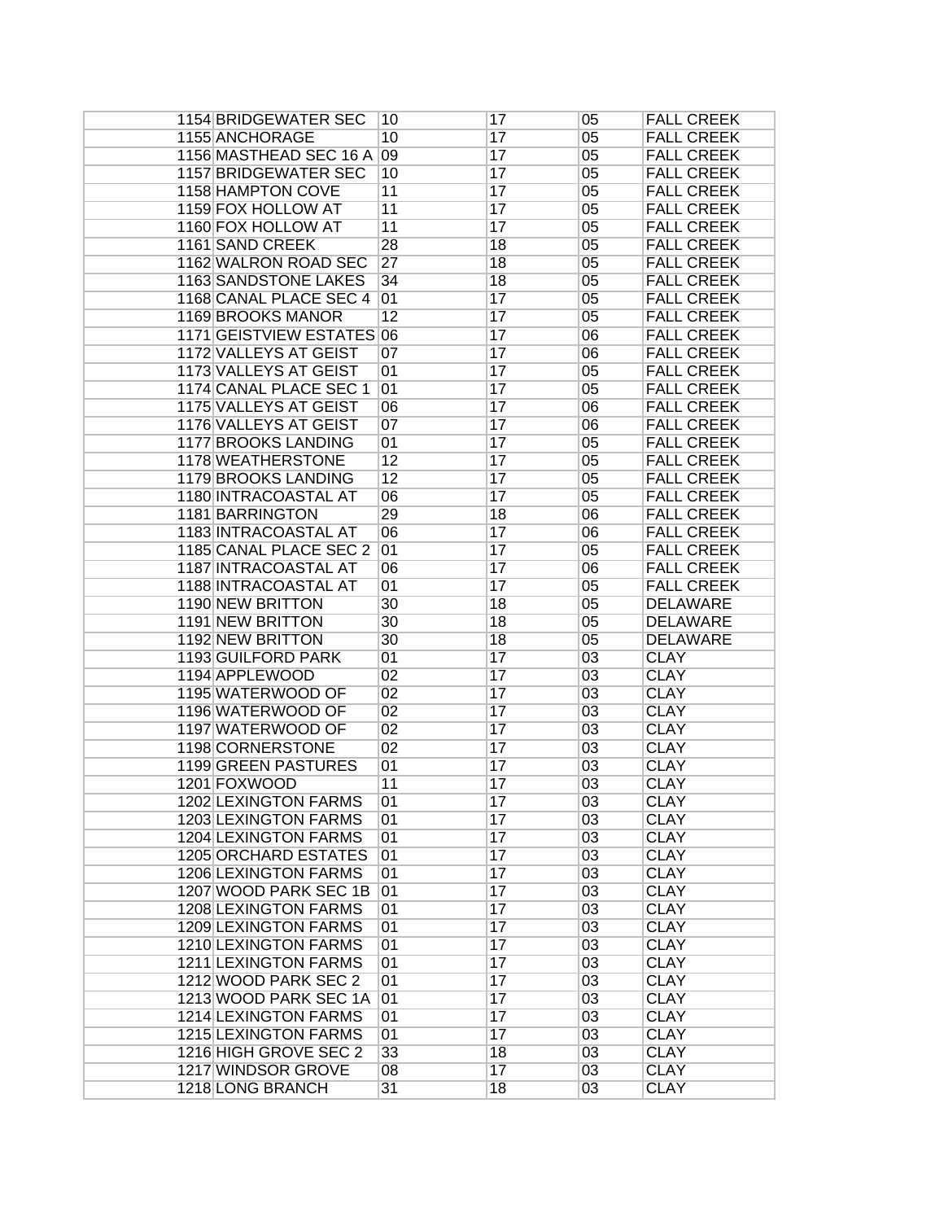| | | | | | |
|---|---|---|---|---|---|
| | 1154 BRIDGEWATER SEC | 10 | 17 | 05 | FALL CREEK |
| | 1155 ANCHORAGE | 10 | 17 | 05 | FALL CREEK |
| | 1156 MASTHEAD SEC 16 A | 09 | 17 | 05 | FALL CREEK |
| | 1157 BRIDGEWATER SEC | 10 | 17 | 05 | FALL CREEK |
| | 1158 HAMPTON COVE | 11 | 17 | 05 | FALL CREEK |
| | 1159 FOX HOLLOW AT | 11 | 17 | 05 | FALL CREEK |
| | 1160 FOX HOLLOW AT | 11 | 17 | 05 | FALL CREEK |
| | 1161 SAND CREEK | 28 | 18 | 05 | FALL CREEK |
| | 1162 WALRON ROAD SEC | 27 | 18 | 05 | FALL CREEK |
| | 1163 SANDSTONE LAKES | 34 | 18 | 05 | FALL CREEK |
| | 1168 CANAL PLACE SEC 4 | 01 | 17 | 05 | FALL CREEK |
| | 1169 BROOKS MANOR | 12 | 17 | 05 | FALL CREEK |
| | 1171 GEISTVIEW ESTATES | 06 | 17 | 06 | FALL CREEK |
| | 1172 VALLEYS AT GEIST | 07 | 17 | 06 | FALL CREEK |
| | 1173 VALLEYS AT GEIST | 01 | 17 | 05 | FALL CREEK |
| | 1174 CANAL PLACE SEC 1 | 01 | 17 | 05 | FALL CREEK |
| | 1175 VALLEYS AT GEIST | 06 | 17 | 06 | FALL CREEK |
| | 1176 VALLEYS AT GEIST | 07 | 17 | 06 | FALL CREEK |
| | 1177 BROOKS LANDING | 01 | 17 | 05 | FALL CREEK |
| | 1178 WEATHERSTONE | 12 | 17 | 05 | FALL CREEK |
| | 1179 BROOKS LANDING | 12 | 17 | 05 | FALL CREEK |
| | 1180 INTRACOASTAL AT | 06 | 17 | 05 | FALL CREEK |
| | 1181 BARRINGTON | 29 | 18 | 06 | FALL CREEK |
| | 1183 INTRACOASTAL AT | 06 | 17 | 06 | FALL CREEK |
| | 1185 CANAL PLACE SEC 2 | 01 | 17 | 05 | FALL CREEK |
| | 1187 INTRACOASTAL AT | 06 | 17 | 06 | FALL CREEK |
| | 1188 INTRACOASTAL AT | 01 | 17 | 05 | FALL CREEK |
| | 1190 NEW BRITTON | 30 | 18 | 05 | DELAWARE |
| | 1191 NEW BRITTON | 30 | 18 | 05 | DELAWARE |
| | 1192 NEW BRITTON | 30 | 18 | 05 | DELAWARE |
| | 1193 GUILFORD PARK | 01 | 17 | 03 | CLAY |
| | 1194 APPLEWOOD | 02 | 17 | 03 | CLAY |
| | 1195 WATERWOOD OF | 02 | 17 | 03 | CLAY |
| | 1196 WATERWOOD OF | 02 | 17 | 03 | CLAY |
| | 1197 WATERWOOD OF | 02 | 17 | 03 | CLAY |
| | 1198 CORNERSTONE | 02 | 17 | 03 | CLAY |
| | 1199 GREEN PASTURES | 01 | 17 | 03 | CLAY |
| | 1201 FOXWOOD | 11 | 17 | 03 | CLAY |
| | 1202 LEXINGTON FARMS | 01 | 17 | 03 | CLAY |
| | 1203 LEXINGTON FARMS | 01 | 17 | 03 | CLAY |
| | 1204 LEXINGTON FARMS | 01 | 17 | 03 | CLAY |
| | 1205 ORCHARD ESTATES | 01 | 17 | 03 | CLAY |
| | 1206 LEXINGTON FARMS | 01 | 17 | 03 | CLAY |
| | 1207 WOOD PARK SEC 1B | 01 | 17 | 03 | CLAY |
| | 1208 LEXINGTON FARMS | 01 | 17 | 03 | CLAY |
| | 1209 LEXINGTON FARMS | 01 | 17 | 03 | CLAY |
| | 1210 LEXINGTON FARMS | 01 | 17 | 03 | CLAY |
| | 1211 LEXINGTON FARMS | 01 | 17 | 03 | CLAY |
| | 1212 WOOD PARK SEC 2 | 01 | 17 | 03 | CLAY |
| | 1213 WOOD PARK SEC 1A | 01 | 17 | 03 | CLAY |
| | 1214 LEXINGTON FARMS | 01 | 17 | 03 | CLAY |
| | 1215 LEXINGTON FARMS | 01 | 17 | 03 | CLAY |
| | 1216 HIGH GROVE SEC 2 | 33 | 18 | 03 | CLAY |
| | 1217 WINDSOR GROVE | 08 | 17 | 03 | CLAY |
| | 1218 LONG BRANCH | 31 | 18 | 03 | CLAY |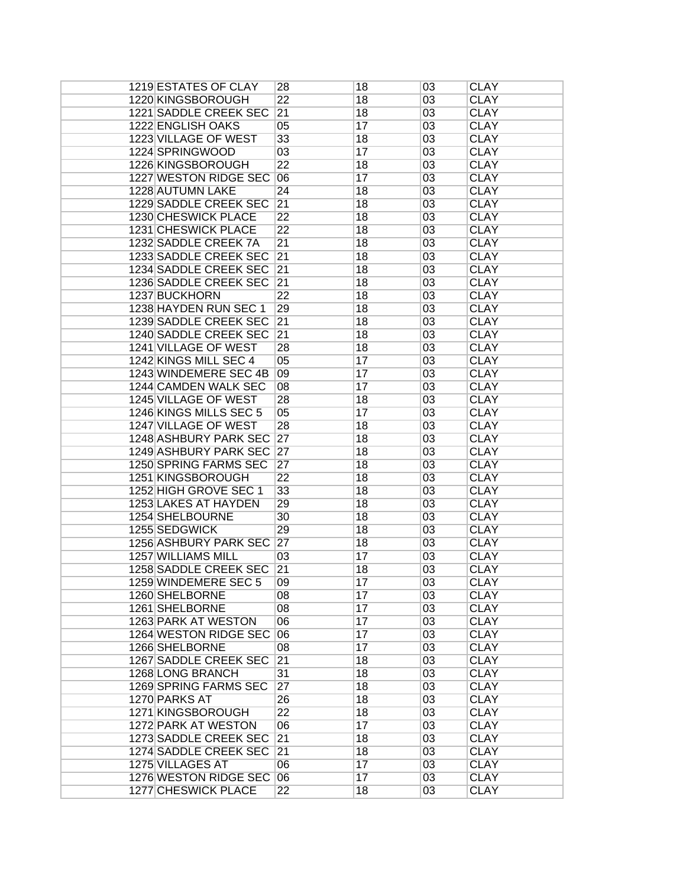| | | | | | |
|---|---|---|---|---|---|
| 1219 | ESTATES OF CLAY | 28 | 18 | 03 | CLAY |
| 1220 | KINGSBOROUGH | 22 | 18 | 03 | CLAY |
| 1221 | SADDLE CREEK SEC | 21 | 18 | 03 | CLAY |
| 1222 | ENGLISH OAKS | 05 | 17 | 03 | CLAY |
| 1223 | VILLAGE OF WEST | 33 | 18 | 03 | CLAY |
| 1224 | SPRINGWOOD | 03 | 17 | 03 | CLAY |
| 1226 | KINGSBOROUGH | 22 | 18 | 03 | CLAY |
| 1227 | WESTON RIDGE SEC | 06 | 17 | 03 | CLAY |
| 1228 | AUTUMN LAKE | 24 | 18 | 03 | CLAY |
| 1229 | SADDLE CREEK SEC | 21 | 18 | 03 | CLAY |
| 1230 | CHESWICK PLACE | 22 | 18 | 03 | CLAY |
| 1231 | CHESWICK PLACE | 22 | 18 | 03 | CLAY |
| 1232 | SADDLE CREEK 7A | 21 | 18 | 03 | CLAY |
| 1233 | SADDLE CREEK SEC | 21 | 18 | 03 | CLAY |
| 1234 | SADDLE CREEK SEC | 21 | 18 | 03 | CLAY |
| 1236 | SADDLE CREEK SEC | 21 | 18 | 03 | CLAY |
| 1237 | BUCKHORN | 22 | 18 | 03 | CLAY |
| 1238 | HAYDEN RUN SEC 1 | 29 | 18 | 03 | CLAY |
| 1239 | SADDLE CREEK SEC | 21 | 18 | 03 | CLAY |
| 1240 | SADDLE CREEK SEC | 21 | 18 | 03 | CLAY |
| 1241 | VILLAGE OF WEST | 28 | 18 | 03 | CLAY |
| 1242 | KINGS MILL SEC 4 | 05 | 17 | 03 | CLAY |
| 1243 | WINDEMERE SEC 4B | 09 | 17 | 03 | CLAY |
| 1244 | CAMDEN WALK SEC | 08 | 17 | 03 | CLAY |
| 1245 | VILLAGE OF WEST | 28 | 18 | 03 | CLAY |
| 1246 | KINGS MILLS SEC 5 | 05 | 17 | 03 | CLAY |
| 1247 | VILLAGE OF WEST | 28 | 18 | 03 | CLAY |
| 1248 | ASHBURY PARK SEC | 27 | 18 | 03 | CLAY |
| 1249 | ASHBURY PARK SEC | 27 | 18 | 03 | CLAY |
| 1250 | SPRING FARMS SEC | 27 | 18 | 03 | CLAY |
| 1251 | KINGSBOROUGH | 22 | 18 | 03 | CLAY |
| 1252 | HIGH GROVE SEC 1 | 33 | 18 | 03 | CLAY |
| 1253 | LAKES AT HAYDEN | 29 | 18 | 03 | CLAY |
| 1254 | SHELBOURNE | 30 | 18 | 03 | CLAY |
| 1255 | SEDGWICK | 29 | 18 | 03 | CLAY |
| 1256 | ASHBURY PARK SEC | 27 | 18 | 03 | CLAY |
| 1257 | WILLIAMS MILL | 03 | 17 | 03 | CLAY |
| 1258 | SADDLE CREEK SEC | 21 | 18 | 03 | CLAY |
| 1259 | WINDEMERE SEC 5 | 09 | 17 | 03 | CLAY |
| 1260 | SHELBORNE | 08 | 17 | 03 | CLAY |
| 1261 | SHELBORNE | 08 | 17 | 03 | CLAY |
| 1263 | PARK AT WESTON | 06 | 17 | 03 | CLAY |
| 1264 | WESTON RIDGE SEC | 06 | 17 | 03 | CLAY |
| 1266 | SHELBORNE | 08 | 17 | 03 | CLAY |
| 1267 | SADDLE CREEK SEC | 21 | 18 | 03 | CLAY |
| 1268 | LONG BRANCH | 31 | 18 | 03 | CLAY |
| 1269 | SPRING FARMS SEC | 27 | 18 | 03 | CLAY |
| 1270 | PARKS AT | 26 | 18 | 03 | CLAY |
| 1271 | KINGSBOROUGH | 22 | 18 | 03 | CLAY |
| 1272 | PARK AT WESTON | 06 | 17 | 03 | CLAY |
| 1273 | SADDLE CREEK SEC | 21 | 18 | 03 | CLAY |
| 1274 | SADDLE CREEK SEC | 21 | 18 | 03 | CLAY |
| 1275 | VILLAGES AT | 06 | 17 | 03 | CLAY |
| 1276 | WESTON RIDGE SEC | 06 | 17 | 03 | CLAY |
| 1277 | CHESWICK PLACE | 22 | 18 | 03 | CLAY |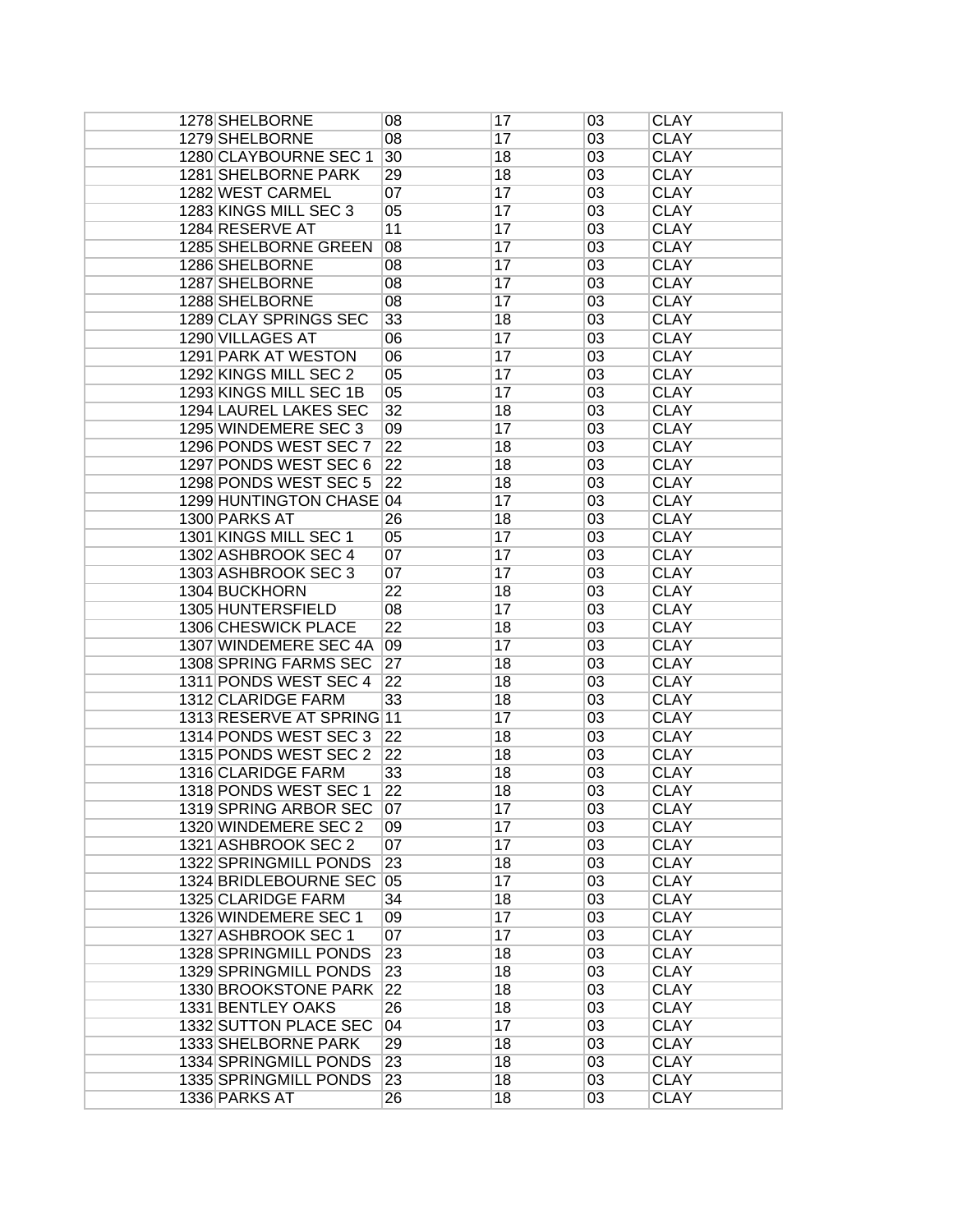| | | | | | |
|---|---|---|---|---|---|
| 1278 | SHELBORNE | 08 | 17 | 03 | CLAY |
| 1279 | SHELBORNE | 08 | 17 | 03 | CLAY |
| 1280 | CLAYBOURNE SEC 1 | 30 | 18 | 03 | CLAY |
| 1281 | SHELBORNE PARK | 29 | 18 | 03 | CLAY |
| 1282 | WEST CARMEL | 07 | 17 | 03 | CLAY |
| 1283 | KINGS MILL SEC 3 | 05 | 17 | 03 | CLAY |
| 1284 | RESERVE AT | 11 | 17 | 03 | CLAY |
| 1285 | SHELBORNE GREEN | 08 | 17 | 03 | CLAY |
| 1286 | SHELBORNE | 08 | 17 | 03 | CLAY |
| 1287 | SHELBORNE | 08 | 17 | 03 | CLAY |
| 1288 | SHELBORNE | 08 | 17 | 03 | CLAY |
| 1289 | CLAY SPRINGS SEC | 33 | 18 | 03 | CLAY |
| 1290 | VILLAGES AT | 06 | 17 | 03 | CLAY |
| 1291 | PARK AT WESTON | 06 | 17 | 03 | CLAY |
| 1292 | KINGS MILL SEC 2 | 05 | 17 | 03 | CLAY |
| 1293 | KINGS MILL SEC 1B | 05 | 17 | 03 | CLAY |
| 1294 | LAUREL LAKES SEC | 32 | 18 | 03 | CLAY |
| 1295 | WINDEMERE SEC 3 | 09 | 17 | 03 | CLAY |
| 1296 | PONDS WEST SEC 7 | 22 | 18 | 03 | CLAY |
| 1297 | PONDS WEST SEC 6 | 22 | 18 | 03 | CLAY |
| 1298 | PONDS WEST SEC 5 | 22 | 18 | 03 | CLAY |
| 1299 | HUNTINGTON CHASE | 04 | 17 | 03 | CLAY |
| 1300 | PARKS AT | 26 | 18 | 03 | CLAY |
| 1301 | KINGS MILL SEC 1 | 05 | 17 | 03 | CLAY |
| 1302 | ASHBROOK SEC 4 | 07 | 17 | 03 | CLAY |
| 1303 | ASHBROOK SEC 3 | 07 | 17 | 03 | CLAY |
| 1304 | BUCKHORN | 22 | 18 | 03 | CLAY |
| 1305 | HUNTERSFIELD | 08 | 17 | 03 | CLAY |
| 1306 | CHESWICK PLACE | 22 | 18 | 03 | CLAY |
| 1307 | WINDEMERE SEC 4A | 09 | 17 | 03 | CLAY |
| 1308 | SPRING FARMS SEC | 27 | 18 | 03 | CLAY |
| 1311 | PONDS WEST SEC 4 | 22 | 18 | 03 | CLAY |
| 1312 | CLARIDGE FARM | 33 | 18 | 03 | CLAY |
| 1313 | RESERVE AT SPRING | 11 | 17 | 03 | CLAY |
| 1314 | PONDS WEST SEC 3 | 22 | 18 | 03 | CLAY |
| 1315 | PONDS WEST SEC 2 | 22 | 18 | 03 | CLAY |
| 1316 | CLARIDGE FARM | 33 | 18 | 03 | CLAY |
| 1318 | PONDS WEST SEC 1 | 22 | 18 | 03 | CLAY |
| 1319 | SPRING ARBOR SEC | 07 | 17 | 03 | CLAY |
| 1320 | WINDEMERE SEC 2 | 09 | 17 | 03 | CLAY |
| 1321 | ASHBROOK SEC 2 | 07 | 17 | 03 | CLAY |
| 1322 | SPRINGMILL PONDS | 23 | 18 | 03 | CLAY |
| 1324 | BRIDLEBOURNE SEC | 05 | 17 | 03 | CLAY |
| 1325 | CLARIDGE FARM | 34 | 18 | 03 | CLAY |
| 1326 | WINDEMERE SEC 1 | 09 | 17 | 03 | CLAY |
| 1327 | ASHBROOK SEC 1 | 07 | 17 | 03 | CLAY |
| 1328 | SPRINGMILL PONDS | 23 | 18 | 03 | CLAY |
| 1329 | SPRINGMILL PONDS | 23 | 18 | 03 | CLAY |
| 1330 | BROOKSTONE PARK | 22 | 18 | 03 | CLAY |
| 1331 | BENTLEY OAKS | 26 | 18 | 03 | CLAY |
| 1332 | SUTTON PLACE SEC | 04 | 17 | 03 | CLAY |
| 1333 | SHELBORNE PARK | 29 | 18 | 03 | CLAY |
| 1334 | SPRINGMILL PONDS | 23 | 18 | 03 | CLAY |
| 1335 | SPRINGMILL PONDS | 23 | 18 | 03 | CLAY |
| 1336 | PARKS AT | 26 | 18 | 03 | CLAY |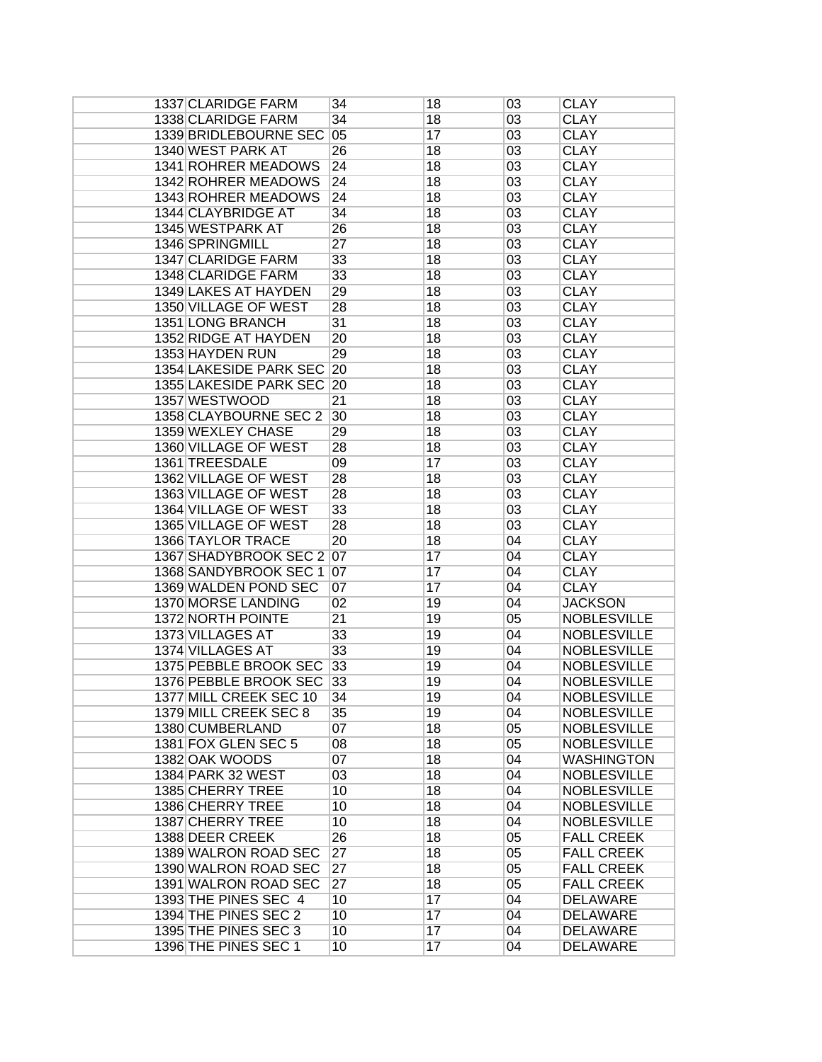| | | | | |
|---|---|---|---|---|
| 1337 CLARIDGE FARM | 34 | 18 | 03 | CLAY |
| 1338 CLARIDGE FARM | 34 | 18 | 03 | CLAY |
| 1339 BRIDLEBOURNE SEC | 05 | 17 | 03 | CLAY |
| 1340 WEST PARK AT | 26 | 18 | 03 | CLAY |
| 1341 ROHRER MEADOWS | 24 | 18 | 03 | CLAY |
| 1342 ROHRER MEADOWS | 24 | 18 | 03 | CLAY |
| 1343 ROHRER MEADOWS | 24 | 18 | 03 | CLAY |
| 1344 CLAYBRIDGE AT | 34 | 18 | 03 | CLAY |
| 1345 WESTPARK AT | 26 | 18 | 03 | CLAY |
| 1346 SPRINGMILL | 27 | 18 | 03 | CLAY |
| 1347 CLARIDGE FARM | 33 | 18 | 03 | CLAY |
| 1348 CLARIDGE FARM | 33 | 18 | 03 | CLAY |
| 1349 LAKES AT HAYDEN | 29 | 18 | 03 | CLAY |
| 1350 VILLAGE OF WEST | 28 | 18 | 03 | CLAY |
| 1351 LONG BRANCH | 31 | 18 | 03 | CLAY |
| 1352 RIDGE AT HAYDEN | 20 | 18 | 03 | CLAY |
| 1353 HAYDEN RUN | 29 | 18 | 03 | CLAY |
| 1354 LAKESIDE PARK SEC | 20 | 18 | 03 | CLAY |
| 1355 LAKESIDE PARK SEC | 20 | 18 | 03 | CLAY |
| 1357 WESTWOOD | 21 | 18 | 03 | CLAY |
| 1358 CLAYBOURNE SEC 2 | 30 | 18 | 03 | CLAY |
| 1359 WEXLEY CHASE | 29 | 18 | 03 | CLAY |
| 1360 VILLAGE OF WEST | 28 | 18 | 03 | CLAY |
| 1361 TREESDALE | 09 | 17 | 03 | CLAY |
| 1362 VILLAGE OF WEST | 28 | 18 | 03 | CLAY |
| 1363 VILLAGE OF WEST | 28 | 18 | 03 | CLAY |
| 1364 VILLAGE OF WEST | 33 | 18 | 03 | CLAY |
| 1365 VILLAGE OF WEST | 28 | 18 | 03 | CLAY |
| 1366 TAYLOR TRACE | 20 | 18 | 04 | CLAY |
| 1367 SHADYBROOK SEC 2 | 07 | 17 | 04 | CLAY |
| 1368 SANDYBROOK SEC 1 | 07 | 17 | 04 | CLAY |
| 1369 WALDEN POND SEC | 07 | 17 | 04 | CLAY |
| 1370 MORSE LANDING | 02 | 19 | 04 | JACKSON |
| 1372 NORTH POINTE | 21 | 19 | 05 | NOBLESVILLE |
| 1373 VILLAGES AT | 33 | 19 | 04 | NOBLESVILLE |
| 1374 VILLAGES AT | 33 | 19 | 04 | NOBLESVILLE |
| 1375 PEBBLE BROOK SEC | 33 | 19 | 04 | NOBLESVILLE |
| 1376 PEBBLE BROOK SEC | 33 | 19 | 04 | NOBLESVILLE |
| 1377 MILL CREEK SEC 10 | 34 | 19 | 04 | NOBLESVILLE |
| 1379 MILL CREEK SEC 8 | 35 | 19 | 04 | NOBLESVILLE |
| 1380 CUMBERLAND | 07 | 18 | 05 | NOBLESVILLE |
| 1381 FOX GLEN SEC 5 | 08 | 18 | 05 | NOBLESVILLE |
| 1382 OAK WOODS | 07 | 18 | 04 | WASHINGTON |
| 1384 PARK 32 WEST | 03 | 18 | 04 | NOBLESVILLE |
| 1385 CHERRY TREE | 10 | 18 | 04 | NOBLESVILLE |
| 1386 CHERRY TREE | 10 | 18 | 04 | NOBLESVILLE |
| 1387 CHERRY TREE | 10 | 18 | 04 | NOBLESVILLE |
| 1388 DEER CREEK | 26 | 18 | 05 | FALL CREEK |
| 1389 WALRON ROAD SEC | 27 | 18 | 05 | FALL CREEK |
| 1390 WALRON ROAD SEC | 27 | 18 | 05 | FALL CREEK |
| 1391 WALRON ROAD SEC | 27 | 18 | 05 | FALL CREEK |
| 1393 THE PINES SEC 4 | 10 | 17 | 04 | DELAWARE |
| 1394 THE PINES SEC 2 | 10 | 17 | 04 | DELAWARE |
| 1395 THE PINES SEC 3 | 10 | 17 | 04 | DELAWARE |
| 1396 THE PINES SEC 1 | 10 | 17 | 04 | DELAWARE |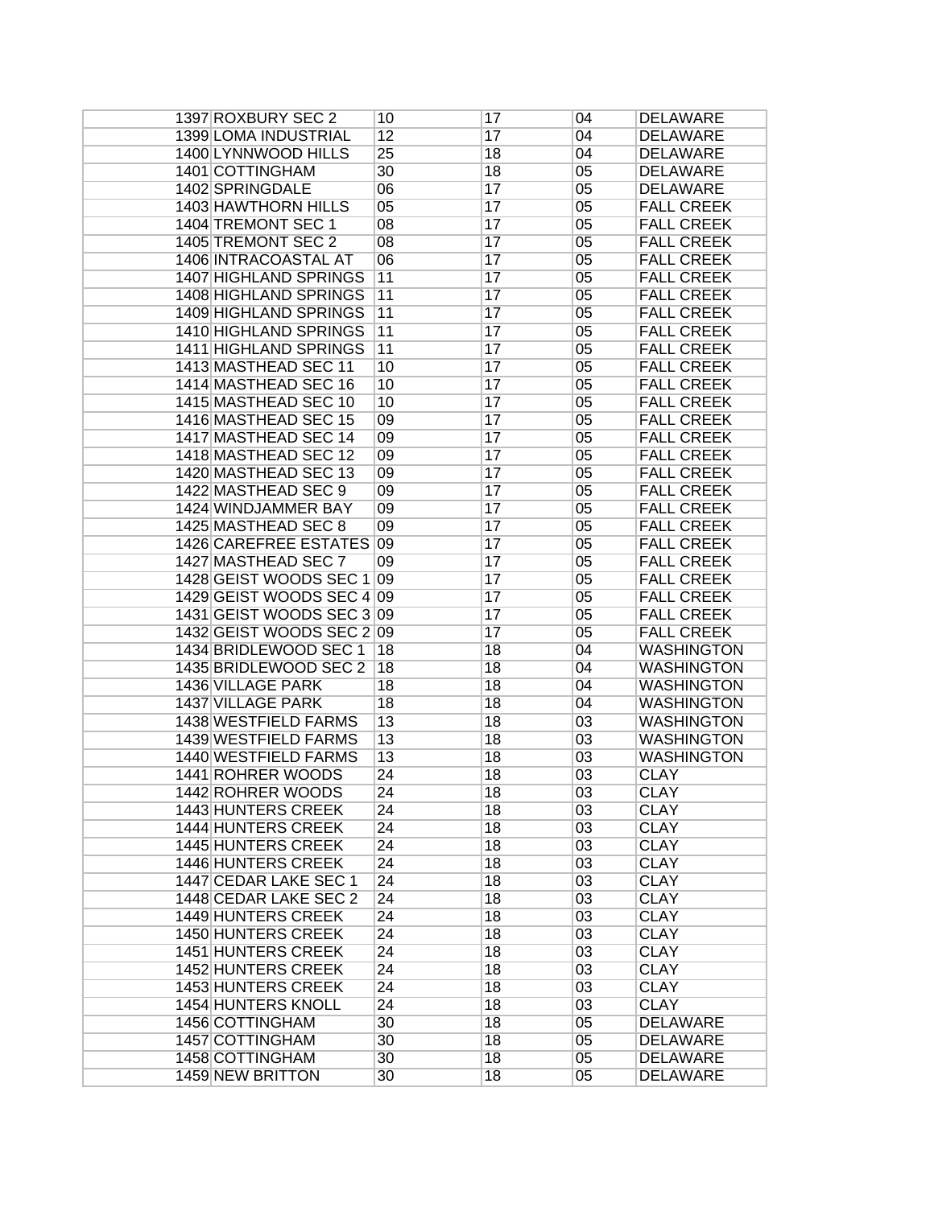| | | | | | |
|---|---|---|---|---|---|
| 1397 | ROXBURY SEC 2 | 10 | 17 | 04 | DELAWARE |
| 1399 | LOMA INDUSTRIAL | 12 | 17 | 04 | DELAWARE |
| 1400 | LYNNWOOD HILLS | 25 | 18 | 04 | DELAWARE |
| 1401 | COTTINGHAM | 30 | 18 | 05 | DELAWARE |
| 1402 | SPRINGDALE | 06 | 17 | 05 | DELAWARE |
| 1403 | HAWTHORN HILLS | 05 | 17 | 05 | FALL CREEK |
| 1404 | TREMONT SEC 1 | 08 | 17 | 05 | FALL CREEK |
| 1405 | TREMONT SEC 2 | 08 | 17 | 05 | FALL CREEK |
| 1406 | INTRACOASTAL AT | 06 | 17 | 05 | FALL CREEK |
| 1407 | HIGHLAND SPRINGS | 11 | 17 | 05 | FALL CREEK |
| 1408 | HIGHLAND SPRINGS | 11 | 17 | 05 | FALL CREEK |
| 1409 | HIGHLAND SPRINGS | 11 | 17 | 05 | FALL CREEK |
| 1410 | HIGHLAND SPRINGS | 11 | 17 | 05 | FALL CREEK |
| 1411 | HIGHLAND SPRINGS | 11 | 17 | 05 | FALL CREEK |
| 1413 | MASTHEAD SEC 11 | 10 | 17 | 05 | FALL CREEK |
| 1414 | MASTHEAD SEC 16 | 10 | 17 | 05 | FALL CREEK |
| 1415 | MASTHEAD SEC 10 | 10 | 17 | 05 | FALL CREEK |
| 1416 | MASTHEAD SEC 15 | 09 | 17 | 05 | FALL CREEK |
| 1417 | MASTHEAD SEC 14 | 09 | 17 | 05 | FALL CREEK |
| 1418 | MASTHEAD SEC 12 | 09 | 17 | 05 | FALL CREEK |
| 1420 | MASTHEAD SEC 13 | 09 | 17 | 05 | FALL CREEK |
| 1422 | MASTHEAD SEC 9 | 09 | 17 | 05 | FALL CREEK |
| 1424 | WINDJAMMER BAY | 09 | 17 | 05 | FALL CREEK |
| 1425 | MASTHEAD SEC 8 | 09 | 17 | 05 | FALL CREEK |
| 1426 | CAREFREE ESTATES | 09 | 17 | 05 | FALL CREEK |
| 1427 | MASTHEAD SEC 7 | 09 | 17 | 05 | FALL CREEK |
| 1428 | GEIST WOODS SEC 1 | 09 | 17 | 05 | FALL CREEK |
| 1429 | GEIST WOODS SEC 4 | 09 | 17 | 05 | FALL CREEK |
| 1431 | GEIST WOODS SEC 3 | 09 | 17 | 05 | FALL CREEK |
| 1432 | GEIST WOODS SEC 2 | 09 | 17 | 05 | FALL CREEK |
| 1434 | BRIDLEWOOD SEC 1 | 18 | 18 | 04 | WASHINGTON |
| 1435 | BRIDLEWOOD SEC 2 | 18 | 18 | 04 | WASHINGTON |
| 1436 | VILLAGE PARK | 18 | 18 | 04 | WASHINGTON |
| 1437 | VILLAGE PARK | 18 | 18 | 04 | WASHINGTON |
| 1438 | WESTFIELD FARMS | 13 | 18 | 03 | WASHINGTON |
| 1439 | WESTFIELD FARMS | 13 | 18 | 03 | WASHINGTON |
| 1440 | WESTFIELD FARMS | 13 | 18 | 03 | WASHINGTON |
| 1441 | ROHRER WOODS | 24 | 18 | 03 | CLAY |
| 1442 | ROHRER WOODS | 24 | 18 | 03 | CLAY |
| 1443 | HUNTERS CREEK | 24 | 18 | 03 | CLAY |
| 1444 | HUNTERS CREEK | 24 | 18 | 03 | CLAY |
| 1445 | HUNTERS CREEK | 24 | 18 | 03 | CLAY |
| 1446 | HUNTERS CREEK | 24 | 18 | 03 | CLAY |
| 1447 | CEDAR LAKE SEC 1 | 24 | 18 | 03 | CLAY |
| 1448 | CEDAR LAKE SEC 2 | 24 | 18 | 03 | CLAY |
| 1449 | HUNTERS CREEK | 24 | 18 | 03 | CLAY |
| 1450 | HUNTERS CREEK | 24 | 18 | 03 | CLAY |
| 1451 | HUNTERS CREEK | 24 | 18 | 03 | CLAY |
| 1452 | HUNTERS CREEK | 24 | 18 | 03 | CLAY |
| 1453 | HUNTERS CREEK | 24 | 18 | 03 | CLAY |
| 1454 | HUNTERS KNOLL | 24 | 18 | 03 | CLAY |
| 1456 | COTTINGHAM | 30 | 18 | 05 | DELAWARE |
| 1457 | COTTINGHAM | 30 | 18 | 05 | DELAWARE |
| 1458 | COTTINGHAM | 30 | 18 | 05 | DELAWARE |
| 1459 | NEW BRITTON | 30 | 18 | 05 | DELAWARE |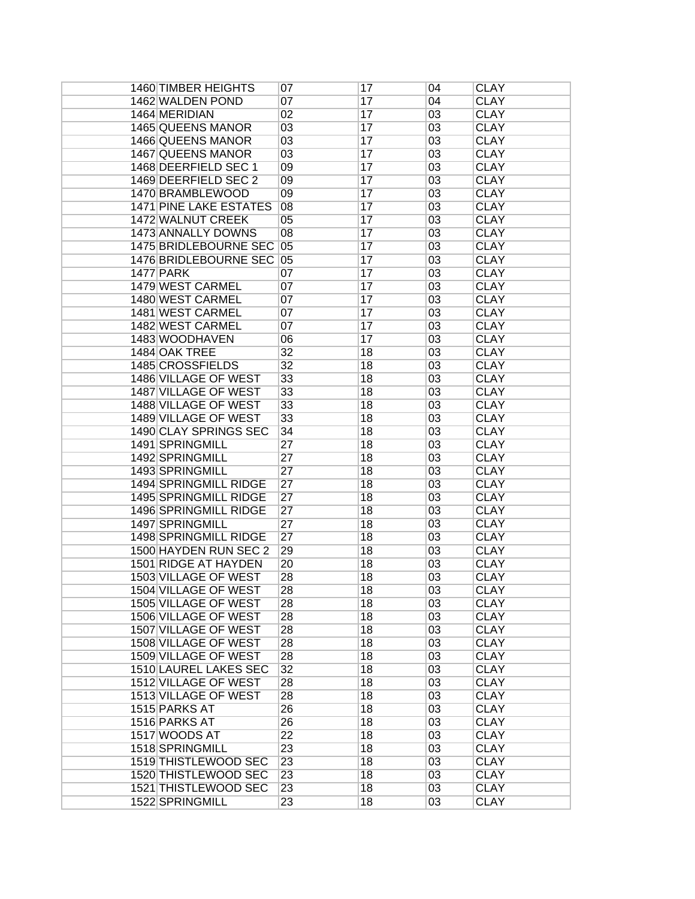| | | | | | |
|---|---|---|---|---|---|
| 1460 | TIMBER HEIGHTS | 07 | 17 | 04 | CLAY |
| 1462 | WALDEN POND | 07 | 17 | 04 | CLAY |
| 1464 | MERIDIAN | 02 | 17 | 03 | CLAY |
| 1465 | QUEENS MANOR | 03 | 17 | 03 | CLAY |
| 1466 | QUEENS MANOR | 03 | 17 | 03 | CLAY |
| 1467 | QUEENS MANOR | 03 | 17 | 03 | CLAY |
| 1468 | DEERFIELD SEC 1 | 09 | 17 | 03 | CLAY |
| 1469 | DEERFIELD SEC 2 | 09 | 17 | 03 | CLAY |
| 1470 | BRAMBLEWOOD | 09 | 17 | 03 | CLAY |
| 1471 | PINE LAKE ESTATES | 08 | 17 | 03 | CLAY |
| 1472 | WALNUT CREEK | 05 | 17 | 03 | CLAY |
| 1473 | ANNALLY DOWNS | 08 | 17 | 03 | CLAY |
| 1475 | BRIDLEBOURNE SEC | 05 | 17 | 03 | CLAY |
| 1476 | BRIDLEBOURNE SEC | 05 | 17 | 03 | CLAY |
| 1477 | PARK | 07 | 17 | 03 | CLAY |
| 1479 | WEST CARMEL | 07 | 17 | 03 | CLAY |
| 1480 | WEST CARMEL | 07 | 17 | 03 | CLAY |
| 1481 | WEST CARMEL | 07 | 17 | 03 | CLAY |
| 1482 | WEST CARMEL | 07 | 17 | 03 | CLAY |
| 1483 | WOODHAVEN | 06 | 17 | 03 | CLAY |
| 1484 | OAK TREE | 32 | 18 | 03 | CLAY |
| 1485 | CROSSFIELDS | 32 | 18 | 03 | CLAY |
| 1486 | VILLAGE OF WEST | 33 | 18 | 03 | CLAY |
| 1487 | VILLAGE OF WEST | 33 | 18 | 03 | CLAY |
| 1488 | VILLAGE OF WEST | 33 | 18 | 03 | CLAY |
| 1489 | VILLAGE OF WEST | 33 | 18 | 03 | CLAY |
| 1490 | CLAY SPRINGS SEC | 34 | 18 | 03 | CLAY |
| 1491 | SPRINGMILL | 27 | 18 | 03 | CLAY |
| 1492 | SPRINGMILL | 27 | 18 | 03 | CLAY |
| 1493 | SPRINGMILL | 27 | 18 | 03 | CLAY |
| 1494 | SPRINGMILL RIDGE | 27 | 18 | 03 | CLAY |
| 1495 | SPRINGMILL RIDGE | 27 | 18 | 03 | CLAY |
| 1496 | SPRINGMILL RIDGE | 27 | 18 | 03 | CLAY |
| 1497 | SPRINGMILL | 27 | 18 | 03 | CLAY |
| 1498 | SPRINGMILL RIDGE | 27 | 18 | 03 | CLAY |
| 1500 | HAYDEN RUN SEC 2 | 29 | 18 | 03 | CLAY |
| 1501 | RIDGE AT HAYDEN | 20 | 18 | 03 | CLAY |
| 1503 | VILLAGE OF WEST | 28 | 18 | 03 | CLAY |
| 1504 | VILLAGE OF WEST | 28 | 18 | 03 | CLAY |
| 1505 | VILLAGE OF WEST | 28 | 18 | 03 | CLAY |
| 1506 | VILLAGE OF WEST | 28 | 18 | 03 | CLAY |
| 1507 | VILLAGE OF WEST | 28 | 18 | 03 | CLAY |
| 1508 | VILLAGE OF WEST | 28 | 18 | 03 | CLAY |
| 1509 | VILLAGE OF WEST | 28 | 18 | 03 | CLAY |
| 1510 | LAUREL LAKES SEC | 32 | 18 | 03 | CLAY |
| 1512 | VILLAGE OF WEST | 28 | 18 | 03 | CLAY |
| 1513 | VILLAGE OF WEST | 28 | 18 | 03 | CLAY |
| 1515 | PARKS AT | 26 | 18 | 03 | CLAY |
| 1516 | PARKS AT | 26 | 18 | 03 | CLAY |
| 1517 | WOODS AT | 22 | 18 | 03 | CLAY |
| 1518 | SPRINGMILL | 23 | 18 | 03 | CLAY |
| 1519 | THISTLEWOOD SEC | 23 | 18 | 03 | CLAY |
| 1520 | THISTLEWOOD SEC | 23 | 18 | 03 | CLAY |
| 1521 | THISTLEWOOD SEC | 23 | 18 | 03 | CLAY |
| 1522 | SPRINGMILL | 23 | 18 | 03 | CLAY |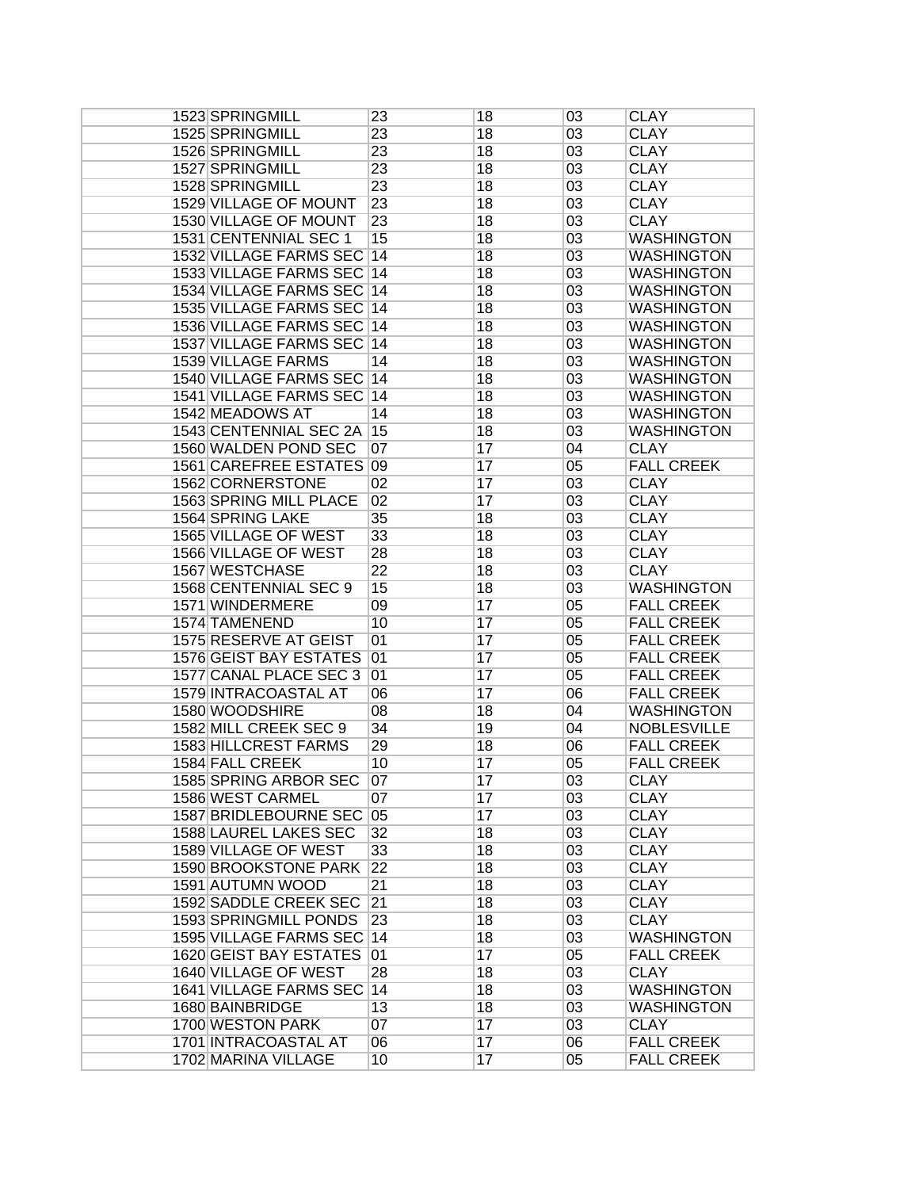| | | | | | |
|---|---|---|---|---|---|
| | 1523 SPRINGMILL | 23 | 18 | 03 | CLAY |
| | 1525 SPRINGMILL | 23 | 18 | 03 | CLAY |
| | 1526 SPRINGMILL | 23 | 18 | 03 | CLAY |
| | 1527 SPRINGMILL | 23 | 18 | 03 | CLAY |
| | 1528 SPRINGMILL | 23 | 18 | 03 | CLAY |
| | 1529 VILLAGE OF MOUNT | 23 | 18 | 03 | CLAY |
| | 1530 VILLAGE OF MOUNT | 23 | 18 | 03 | CLAY |
| | 1531 CENTENNIAL SEC 1 | 15 | 18 | 03 | WASHINGTON |
| | 1532 VILLAGE FARMS SEC | 14 | 18 | 03 | WASHINGTON |
| | 1533 VILLAGE FARMS SEC | 14 | 18 | 03 | WASHINGTON |
| | 1534 VILLAGE FARMS SEC | 14 | 18 | 03 | WASHINGTON |
| | 1535 VILLAGE FARMS SEC | 14 | 18 | 03 | WASHINGTON |
| | 1536 VILLAGE FARMS SEC | 14 | 18 | 03 | WASHINGTON |
| | 1537 VILLAGE FARMS SEC | 14 | 18 | 03 | WASHINGTON |
| | 1539 VILLAGE FARMS | 14 | 18 | 03 | WASHINGTON |
| | 1540 VILLAGE FARMS SEC | 14 | 18 | 03 | WASHINGTON |
| | 1541 VILLAGE FARMS SEC | 14 | 18 | 03 | WASHINGTON |
| | 1542 MEADOWS AT | 14 | 18 | 03 | WASHINGTON |
| | 1543 CENTENNIAL SEC 2A | 15 | 18 | 03 | WASHINGTON |
| | 1560 WALDEN POND SEC | 07 | 17 | 04 | CLAY |
| | 1561 CAREFREE ESTATES | 09 | 17 | 05 | FALL CREEK |
| | 1562 CORNERSTONE | 02 | 17 | 03 | CLAY |
| | 1563 SPRING MILL PLACE | 02 | 17 | 03 | CLAY |
| | 1564 SPRING LAKE | 35 | 18 | 03 | CLAY |
| | 1565 VILLAGE OF WEST | 33 | 18 | 03 | CLAY |
| | 1566 VILLAGE OF WEST | 28 | 18 | 03 | CLAY |
| | 1567 WESTCHASE | 22 | 18 | 03 | CLAY |
| | 1568 CENTENNIAL SEC 9 | 15 | 18 | 03 | WASHINGTON |
| | 1571 WINDERMERE | 09 | 17 | 05 | FALL CREEK |
| | 1574 TAMENEND | 10 | 17 | 05 | FALL CREEK |
| | 1575 RESERVE AT GEIST | 01 | 17 | 05 | FALL CREEK |
| | 1576 GEIST BAY ESTATES | 01 | 17 | 05 | FALL CREEK |
| | 1577 CANAL PLACE SEC 3 | 01 | 17 | 05 | FALL CREEK |
| | 1579 INTRACOASTAL AT | 06 | 17 | 06 | FALL CREEK |
| | 1580 WOODSHIRE | 08 | 18 | 04 | WASHINGTON |
| | 1582 MILL CREEK SEC 9 | 34 | 19 | 04 | NOBLESVILLE |
| | 1583 HILLCREST FARMS | 29 | 18 | 06 | FALL CREEK |
| | 1584 FALL CREEK | 10 | 17 | 05 | FALL CREEK |
| | 1585 SPRING ARBOR SEC | 07 | 17 | 03 | CLAY |
| | 1586 WEST CARMEL | 07 | 17 | 03 | CLAY |
| | 1587 BRIDLEBOURNE SEC | 05 | 17 | 03 | CLAY |
| | 1588 LAUREL LAKES SEC | 32 | 18 | 03 | CLAY |
| | 1589 VILLAGE OF WEST | 33 | 18 | 03 | CLAY |
| | 1590 BROOKSTONE PARK | 22 | 18 | 03 | CLAY |
| | 1591 AUTUMN WOOD | 21 | 18 | 03 | CLAY |
| | 1592 SADDLE CREEK SEC | 21 | 18 | 03 | CLAY |
| | 1593 SPRINGMILL PONDS | 23 | 18 | 03 | CLAY |
| | 1595 VILLAGE FARMS SEC | 14 | 18 | 03 | WASHINGTON |
| | 1620 GEIST BAY ESTATES | 01 | 17 | 05 | FALL CREEK |
| | 1640 VILLAGE OF WEST | 28 | 18 | 03 | CLAY |
| | 1641 VILLAGE FARMS SEC | 14 | 18 | 03 | WASHINGTON |
| | 1680 BAINBRIDGE | 13 | 18 | 03 | WASHINGTON |
| | 1700 WESTON PARK | 07 | 17 | 03 | CLAY |
| | 1701 INTRACOASTAL AT | 06 | 17 | 06 | FALL CREEK |
| | 1702 MARINA VILLAGE | 10 | 17 | 05 | FALL CREEK |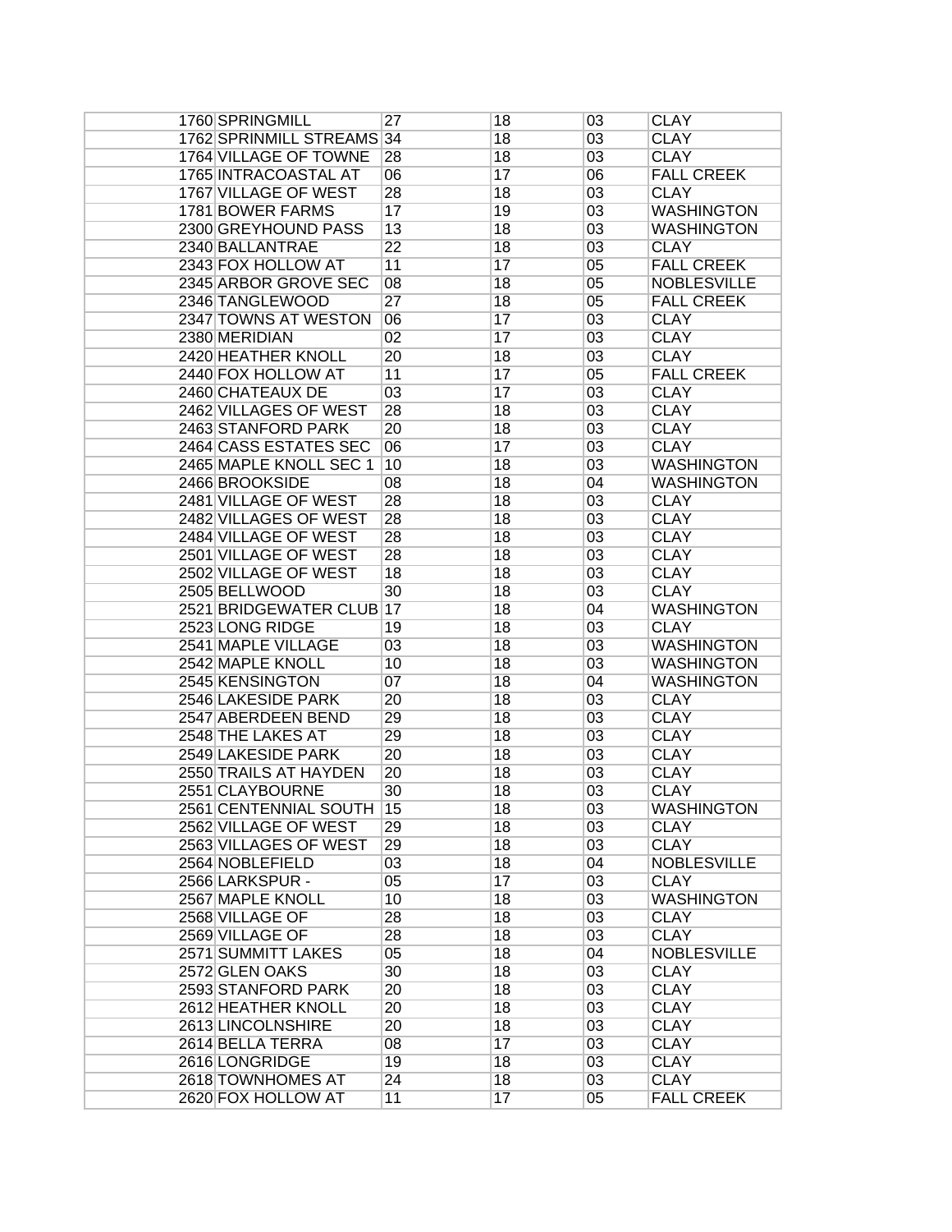| | | | | | |
|---|---|---|---|---|---|
| | 1760 SPRINGMILL | 27 | 18 | 03 | CLAY |
| | 1762 SPRINMILL STREAMS | 34 | 18 | 03 | CLAY |
| | 1764 VILLAGE OF TOWNE | 28 | 18 | 03 | CLAY |
| | 1765 INTRACOASTAL AT | 06 | 17 | 06 | FALL CREEK |
| | 1767 VILLAGE OF WEST | 28 | 18 | 03 | CLAY |
| | 1781 BOWER FARMS | 17 | 19 | 03 | WASHINGTON |
| | 2300 GREYHOUND PASS | 13 | 18 | 03 | WASHINGTON |
| | 2340 BALLANTRAE | 22 | 18 | 03 | CLAY |
| | 2343 FOX HOLLOW AT | 11 | 17 | 05 | FALL CREEK |
| | 2345 ARBOR GROVE SEC | 08 | 18 | 05 | NOBLESVILLE |
| | 2346 TANGLEWOOD | 27 | 18 | 05 | FALL CREEK |
| | 2347 TOWNS AT WESTON | 06 | 17 | 03 | CLAY |
| | 2380 MERIDIAN | 02 | 17 | 03 | CLAY |
| | 2420 HEATHER KNOLL | 20 | 18 | 03 | CLAY |
| | 2440 FOX HOLLOW AT | 11 | 17 | 05 | FALL CREEK |
| | 2460 CHATEAUX DE | 03 | 17 | 03 | CLAY |
| | 2462 VILLAGES OF WEST | 28 | 18 | 03 | CLAY |
| | 2463 STANFORD PARK | 20 | 18 | 03 | CLAY |
| | 2464 CASS ESTATES SEC | 06 | 17 | 03 | CLAY |
| | 2465 MAPLE KNOLL SEC 1 | 10 | 18 | 03 | WASHINGTON |
| | 2466 BROOKSIDE | 08 | 18 | 04 | WASHINGTON |
| | 2481 VILLAGE OF WEST | 28 | 18 | 03 | CLAY |
| | 2482 VILLAGES OF WEST | 28 | 18 | 03 | CLAY |
| | 2484 VILLAGE OF WEST | 28 | 18 | 03 | CLAY |
| | 2501 VILLAGE OF WEST | 28 | 18 | 03 | CLAY |
| | 2502 VILLAGE OF WEST | 18 | 18 | 03 | CLAY |
| | 2505 BELLWOOD | 30 | 18 | 03 | CLAY |
| | 2521 BRIDGEWATER CLUB | 17 | 18 | 04 | WASHINGTON |
| | 2523 LONG RIDGE | 19 | 18 | 03 | CLAY |
| | 2541 MAPLE VILLAGE | 03 | 18 | 03 | WASHINGTON |
| | 2542 MAPLE KNOLL | 10 | 18 | 03 | WASHINGTON |
| | 2545 KENSINGTON | 07 | 18 | 04 | WASHINGTON |
| | 2546 LAKESIDE PARK | 20 | 18 | 03 | CLAY |
| | 2547 ABERDEEN BEND | 29 | 18 | 03 | CLAY |
| | 2548 THE LAKES AT | 29 | 18 | 03 | CLAY |
| | 2549 LAKESIDE PARK | 20 | 18 | 03 | CLAY |
| | 2550 TRAILS AT HAYDEN | 20 | 18 | 03 | CLAY |
| | 2551 CLAYBOURNE | 30 | 18 | 03 | CLAY |
| | 2561 CENTENNIAL SOUTH | 15 | 18 | 03 | WASHINGTON |
| | 2562 VILLAGE OF WEST | 29 | 18 | 03 | CLAY |
| | 2563 VILLAGES OF WEST | 29 | 18 | 03 | CLAY |
| | 2564 NOBLEFIELD | 03 | 18 | 04 | NOBLESVILLE |
| | 2566 LARKSPUR - | 05 | 17 | 03 | CLAY |
| | 2567 MAPLE KNOLL | 10 | 18 | 03 | WASHINGTON |
| | 2568 VILLAGE OF | 28 | 18 | 03 | CLAY |
| | 2569 VILLAGE OF | 28 | 18 | 03 | CLAY |
| | 2571 SUMMITT LAKES | 05 | 18 | 04 | NOBLESVILLE |
| | 2572 GLEN OAKS | 30 | 18 | 03 | CLAY |
| | 2593 STANFORD PARK | 20 | 18 | 03 | CLAY |
| | 2612 HEATHER KNOLL | 20 | 18 | 03 | CLAY |
| | 2613 LINCOLNSHIRE | 20 | 18 | 03 | CLAY |
| | 2614 BELLA TERRA | 08 | 17 | 03 | CLAY |
| | 2616 LONGRIDGE | 19 | 18 | 03 | CLAY |
| | 2618 TOWNHOMES AT | 24 | 18 | 03 | CLAY |
| | 2620 FOX HOLLOW AT | 11 | 17 | 05 | FALL CREEK |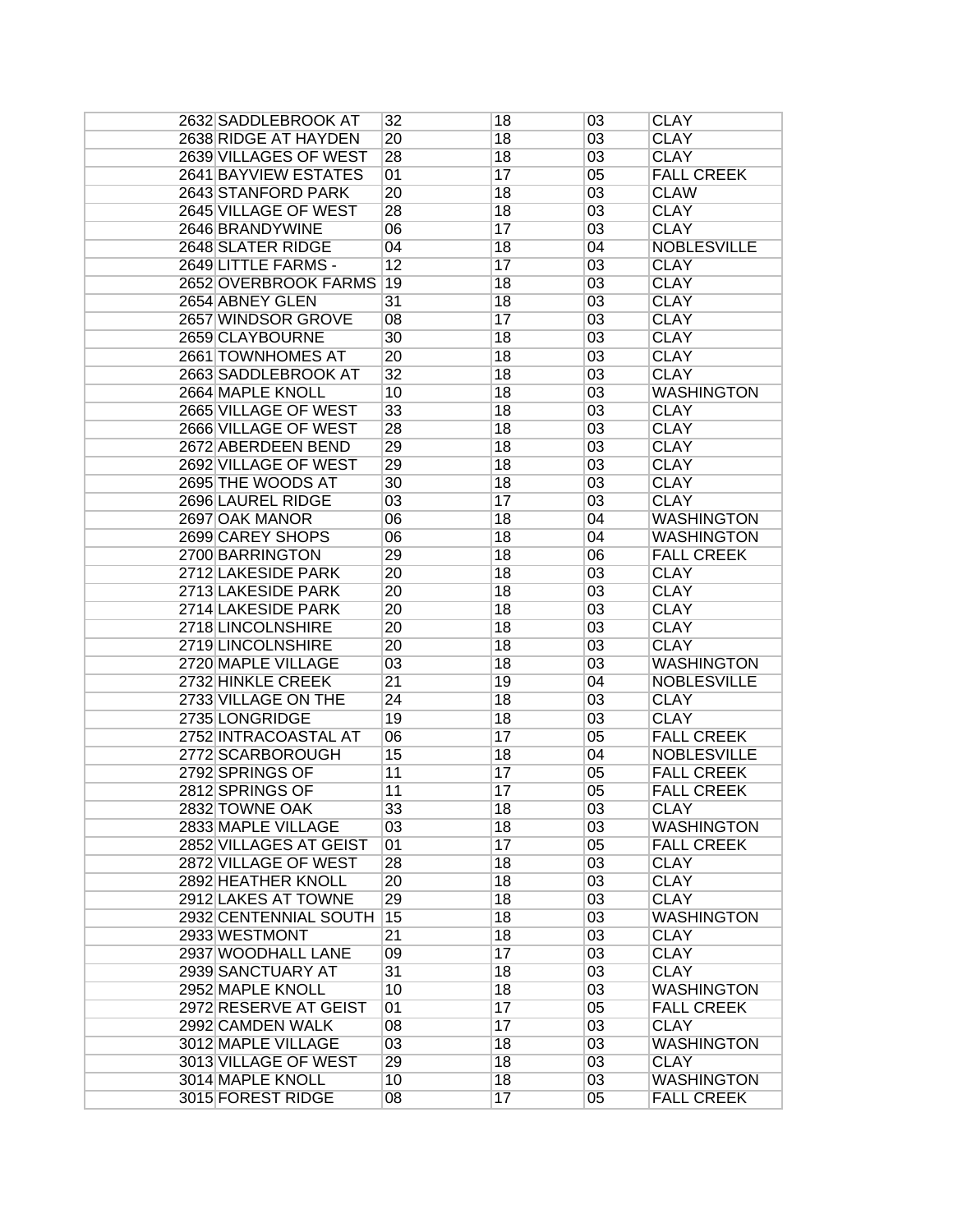| | | | | |
|---|---|---|---|---|
| 2632 SADDLEBROOK AT | 32 | 18 | 03 | CLAY |
| 2638 RIDGE AT HAYDEN | 20 | 18 | 03 | CLAY |
| 2639 VILLAGES OF WEST | 28 | 18 | 03 | CLAY |
| 2641 BAYVIEW ESTATES | 01 | 17 | 05 | FALL CREEK |
| 2643 STANFORD PARK | 20 | 18 | 03 | CLAW |
| 2645 VILLAGE OF WEST | 28 | 18 | 03 | CLAY |
| 2646 BRANDYWINE | 06 | 17 | 03 | CLAY |
| 2648 SLATER RIDGE | 04 | 18 | 04 | NOBLESVILLE |
| 2649 LITTLE FARMS - | 12 | 17 | 03 | CLAY |
| 2652 OVERBROOK FARMS | 19 | 18 | 03 | CLAY |
| 2654 ABNEY GLEN | 31 | 18 | 03 | CLAY |
| 2657 WINDSOR GROVE | 08 | 17 | 03 | CLAY |
| 2659 CLAYBOURNE | 30 | 18 | 03 | CLAY |
| 2661 TOWNHOMES AT | 20 | 18 | 03 | CLAY |
| 2663 SADDLEBROOK AT | 32 | 18 | 03 | CLAY |
| 2664 MAPLE KNOLL | 10 | 18 | 03 | WASHINGTON |
| 2665 VILLAGE OF WEST | 33 | 18 | 03 | CLAY |
| 2666 VILLAGE OF WEST | 28 | 18 | 03 | CLAY |
| 2672 ABERDEEN BEND | 29 | 18 | 03 | CLAY |
| 2692 VILLAGE OF WEST | 29 | 18 | 03 | CLAY |
| 2695 THE WOODS AT | 30 | 18 | 03 | CLAY |
| 2696 LAUREL RIDGE | 03 | 17 | 03 | CLAY |
| 2697 OAK MANOR | 06 | 18 | 04 | WASHINGTON |
| 2699 CAREY SHOPS | 06 | 18 | 04 | WASHINGTON |
| 2700 BARRINGTON | 29 | 18 | 06 | FALL CREEK |
| 2712 LAKESIDE PARK | 20 | 18 | 03 | CLAY |
| 2713 LAKESIDE PARK | 20 | 18 | 03 | CLAY |
| 2714 LAKESIDE PARK | 20 | 18 | 03 | CLAY |
| 2718 LINCOLNSHIRE | 20 | 18 | 03 | CLAY |
| 2719 LINCOLNSHIRE | 20 | 18 | 03 | CLAY |
| 2720 MAPLE VILLAGE | 03 | 18 | 03 | WASHINGTON |
| 2732 HINKLE CREEK | 21 | 19 | 04 | NOBLESVILLE |
| 2733 VILLAGE ON THE | 24 | 18 | 03 | CLAY |
| 2735 LONGRIDGE | 19 | 18 | 03 | CLAY |
| 2752 INTRACOASTAL AT | 06 | 17 | 05 | FALL CREEK |
| 2772 SCARBOROUGH | 15 | 18 | 04 | NOBLESVILLE |
| 2792 SPRINGS OF | 11 | 17 | 05 | FALL CREEK |
| 2812 SPRINGS OF | 11 | 17 | 05 | FALL CREEK |
| 2832 TOWNE OAK | 33 | 18 | 03 | CLAY |
| 2833 MAPLE VILLAGE | 03 | 18 | 03 | WASHINGTON |
| 2852 VILLAGES AT GEIST | 01 | 17 | 05 | FALL CREEK |
| 2872 VILLAGE OF WEST | 28 | 18 | 03 | CLAY |
| 2892 HEATHER KNOLL | 20 | 18 | 03 | CLAY |
| 2912 LAKES AT TOWNE | 29 | 18 | 03 | CLAY |
| 2932 CENTENNIAL SOUTH | 15 | 18 | 03 | WASHINGTON |
| 2933 WESTMONT | 21 | 18 | 03 | CLAY |
| 2937 WOODHALL LANE | 09 | 17 | 03 | CLAY |
| 2939 SANCTUARY AT | 31 | 18 | 03 | CLAY |
| 2952 MAPLE KNOLL | 10 | 18 | 03 | WASHINGTON |
| 2972 RESERVE AT GEIST | 01 | 17 | 05 | FALL CREEK |
| 2992 CAMDEN WALK | 08 | 17 | 03 | CLAY |
| 3012 MAPLE VILLAGE | 03 | 18 | 03 | WASHINGTON |
| 3013 VILLAGE OF WEST | 29 | 18 | 03 | CLAY |
| 3014 MAPLE KNOLL | 10 | 18 | 03 | WASHINGTON |
| 3015 FOREST RIDGE | 08 | 17 | 05 | FALL CREEK |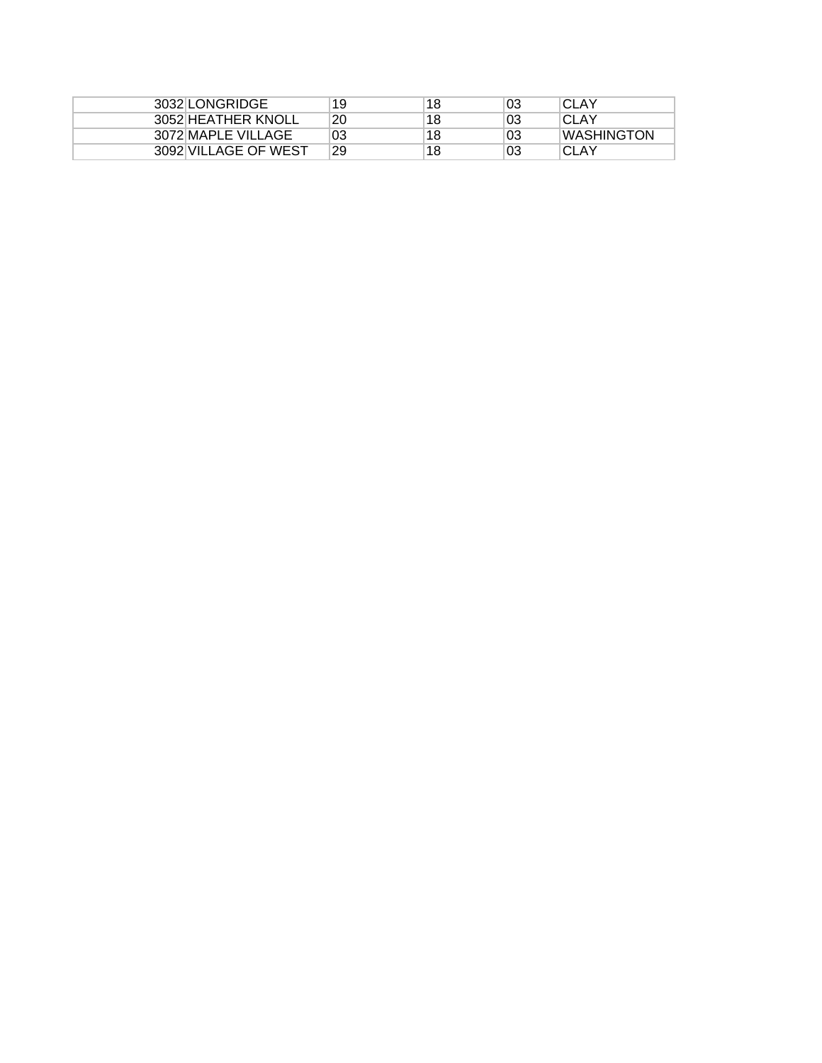| | | | | | |
|---|---|---|---|---|---|
| 3032 | LONGRIDGE | 19 | 18 | 03 | CLAY |
| 3052 | HEATHER KNOLL | 20 | 18 | 03 | CLAY |
| 3072 | MAPLE VILLAGE | 03 | 18 | 03 | WASHINGTON |
| 3092 | VILLAGE OF WEST | 29 | 18 | 03 | CLAY |